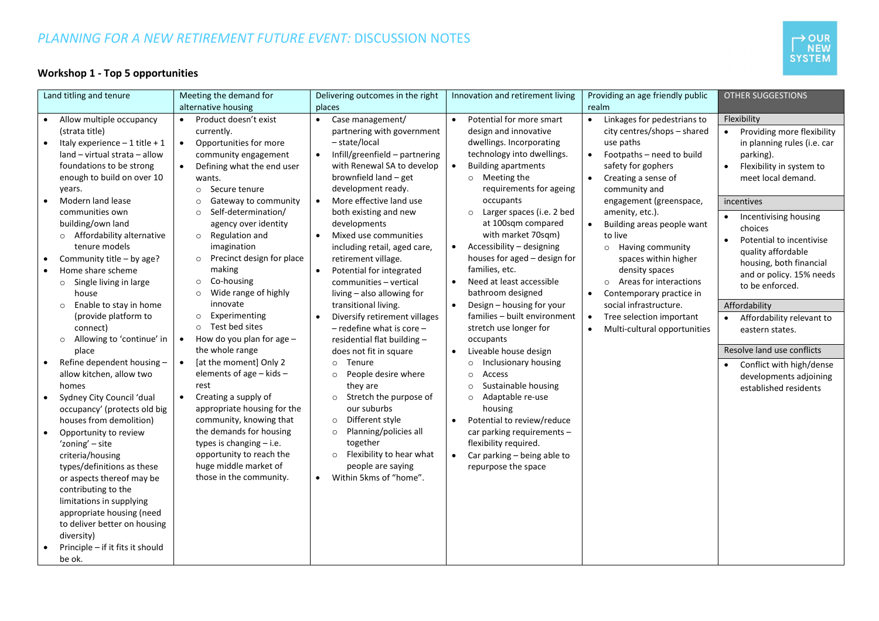# *PLANNING FOR A NEW RETIREMENT FUTURE EVENT:* DISCUSSION NOTES

OUR NEW SYSTEM

**Workshop 1 - Top 5 opportunities**

| Land titling and tenure | Meeting the demand for alternative housing | Delivering outcomes in the right places | Innovation and retirement living | Providing an age friendly public realm | OTHER SUGGESTIONS |
|---|---|---|---|---|---|
| • Allow multiple occupancy (strata title)<br>• Italy experience – 1 title + 1 land – virtual strata – allow foundations to be strong enough to build on over 10 years.<br>• Modern land lease communities own building/own land<br>  ○ Affordability alternative tenure models<br>• Community title – by age?<br>• Home share scheme<br>  ○ Single living in large house<br>  ○ Enable to stay in home (provide platform to connect)<br>  ○ Allowing to 'continue' in place<br>• Refine dependent housing – allow kitchen, allow two homes<br>• Sydney City Council 'dual occupancy' (protects old big houses from demolition)<br>• Opportunity to review 'zoning' – site criteria/housing types/definitions as these or aspects thereof may be contributing to the limitations in supplying appropriate housing (need to deliver better on housing diversity)<br>• Principle – if it fits it should be ok. | • Product doesn't exist currently.<br>• Opportunities for more community engagement<br>• Defining what the end user wants.<br>  ○ Secure tenure<br>  ○ Gateway to community<br>  ○ Self-determination/ agency over identity<br>  ○ Regulation and imagination<br>  ○ Precinct design for place making<br>  ○ Co-housing<br>  ○ Wide range of highly innovate<br>  ○ Experimenting<br>  ○ Test bed sites<br>• How do you plan for age – the whole range<br>• [at the moment] Only 2 elements of age – kids – rest<br>• Creating a supply of appropriate housing for the community, knowing that the demands for housing types is changing – i.e. opportunity to reach the huge middle market of those in the community. | • Case management/ partnering with government – state/local<br>• Infill/greenfield – partnering with Renewal SA to develop brownfield land – get development ready.<br>• More effective land use both existing and new developments<br>• Mixed use communities including retail, aged care, retirement village.<br>• Potential for integrated communities – vertical living – also allowing for transitional living.<br>• Diversify retirement villages – redefine what is core – residential flat building – does not fit in square<br>  ○ Tenure<br>  ○ People desire where they are<br>  ○ Stretch the purpose of our suburbs<br>  ○ Different style<br>  ○ Planning/policies all together<br>  ○ Flexibility to hear what people are saying<br>• Within 5kms of "home". | • Potential for more smart design and innovative dwellings. Incorporating technology into dwellings.<br>• Building apartments<br>  ○ Meeting the requirements for ageing occupants<br>  ○ Larger spaces (i.e. 2 bed at 100sqm compared with market 70sqm)<br>• Accessibility – designing houses for aged – design for families, etc.<br>• Need at least accessible bathroom designed<br>• Design – housing for your families – built environment stretch use longer for occupants<br>• Liveable house design<br>  ○ Inclusionary housing<br>  ○ Access<br>  ○ Sustainable housing<br>  ○ Adaptable re-use housing<br>• Potential to review/reduce car parking requirements – flexibility required.<br>• Car parking – being able to repurpose the space | • Linkages for pedestrians to city centres/shops – shared use paths<br>• Footpaths – need to build safety for gophers<br>• Creating a sense of community and engagement (greenspace, amenity, etc.).<br>• Building areas people want to live<br>  ○ Having community spaces within higher density spaces<br>  ○ Areas for interactions<br>• Contemporary practice in social infrastructure.<br>• Tree selection important<br>• Multi-cultural opportunities | **Flexibility**<br>• Providing more flexibility in planning rules (i.e. car parking).<br>• Flexibility in system to meet local demand.<br><br>**incentives**<br>• Incentivising housing choices<br>• Potential to incentivise quality affordable housing, both financial and or policy. 15% needs to be enforced.<br><br>**Affordability**<br>• Affordability relevant to eastern states.<br><br>**Resolve land use conflicts**<br>• Conflict with high/dense developments adjoining established residents |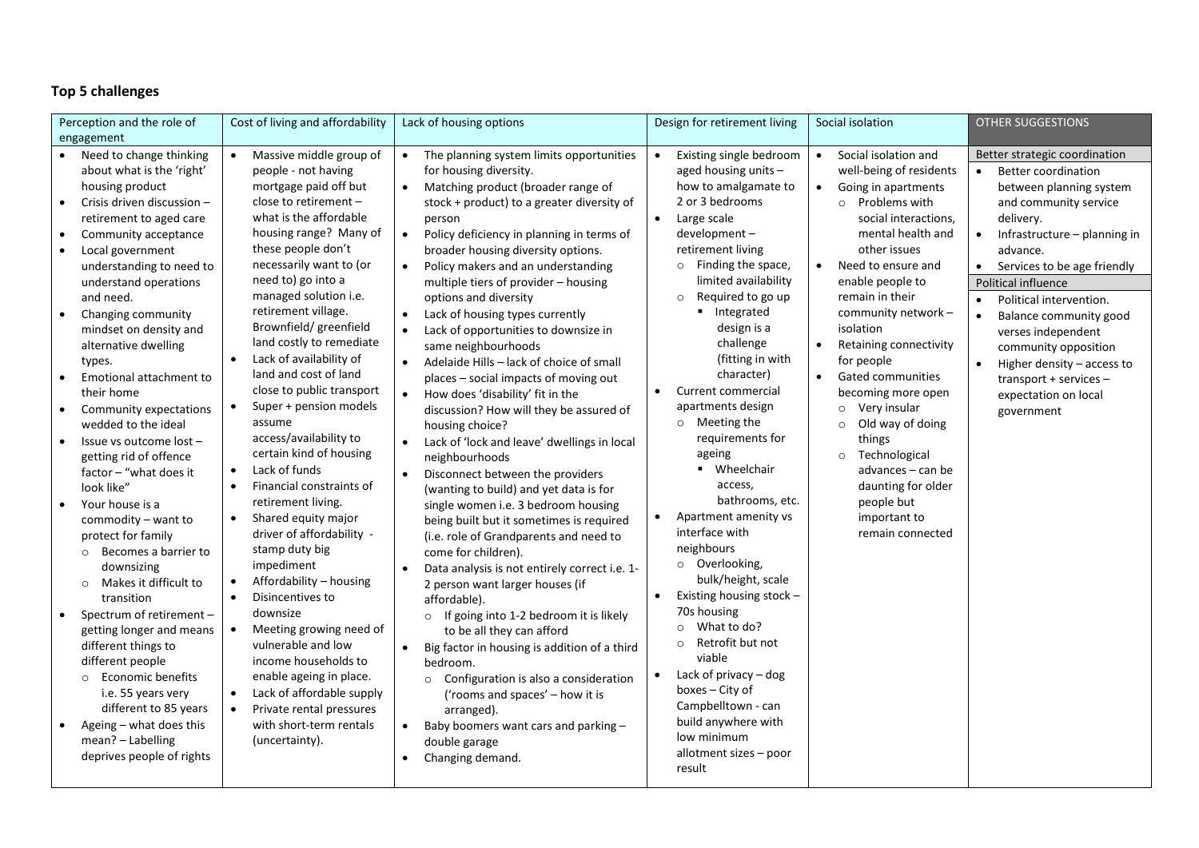## Top 5 challenges

| Perception and the role of engagement | Cost of living and affordability | Lack of housing options | Design for retirement living | Social isolation | OTHER SUGGESTIONS |
|---|---|---|---|---|---|
| • Need to change thinking about what is the 'right' housing product<br>• Crisis driven discussion – retirement to aged care<br>• Community acceptance<br>• Local government understanding to need to understand operations and need.<br>• Changing community mindset on density and alternative dwelling types.<br>• Emotional attachment to their home<br>• Community expectations wedded to the ideal<br>• Issue vs outcome lost – getting rid of offence factor – "what does it look like"<br>• Your house is a commodity – want to protect for family<br>  ○ Becomes a barrier to downsizing<br>  ○ Makes it difficult to transition<br>• Spectrum of retirement – getting longer and means different things to different people<br>  ○ Economic benefits i.e. 55 years very different to 85 years<br>• Ageing – what does this mean? – Labelling deprives people of rights | • Massive middle group of people - not having mortgage paid off but close to retirement – what is the affordable housing range? Many of these people don't necessarily want to (or need to) go into a managed solution i.e. retirement village. Brownfield/ greenfield land costly to remediate<br>• Lack of availability of land and cost of land close to public transport<br>• Super + pension models assume access/availability to certain kind of housing<br>• Lack of funds<br>• Financial constraints of retirement living.<br>• Shared equity major driver of affordability - stamp duty big impediment<br>• Affordability – housing<br>• Disincentives to downsize<br>• Meeting growing need of vulnerable and low income households to enable ageing in place.<br>• Lack of affordable supply<br>• Private rental pressures with short-term rentals (uncertainty). | • The planning system limits opportunities for housing diversity.<br>• Matching product (broader range of stock + product) to a greater diversity of person<br>• Policy deficiency in planning in terms of broader housing diversity options.<br>• Policy makers and an understanding multiple tiers of provider – housing options and diversity<br>• Lack of housing types currently<br>• Lack of opportunities to downsize in same neighbourhoods<br>• Adelaide Hills – lack of choice of small places – social impacts of moving out<br>• How does 'disability' fit in the discussion? How will they be assured of housing choice?<br>• Lack of 'lock and leave' dwellings in local neighbourhoods<br>• Disconnect between the providers (wanting to build) and yet data is for single women i.e. 3 bedroom housing being built but it sometimes is required (i.e. role of Grandparents and need to come for children).<br>• Data analysis is not entirely correct i.e. 1-2 person want larger houses (if affordable).<br>  ○ If going into 1-2 bedroom it is likely to be all they can afford<br>• Big factor in housing is addition of a third bedroom.<br>  ○ Configuration is also a consideration ('rooms and spaces' – how it is arranged).<br>• Baby boomers want cars and parking – double garage<br>• Changing demand. | • Existing single bedroom aged housing units – how to amalgamate to 2 or 3 bedrooms<br>• Large scale development – retirement living<br>  ○ Finding the space, limited availability<br>  ○ Required to go up<br>    ▪ Integrated design is a challenge (fitting in with character)<br>• Current commercial apartments design<br>  ○ Meeting the requirements for ageing<br>    ▪ Wheelchair access, bathrooms, etc.<br>• Apartment amenity vs interface with neighbours<br>  ○ Overlooking, bulk/height, scale<br>• Existing housing stock – 70s housing<br>  ○ What to do?<br>  ○ Retrofit but not viable<br>• Lack of privacy – dog boxes – City of Campbelltown - can build anywhere with low minimum allotment sizes – poor result | • Social isolation and well-being of residents<br>• Going in apartments<br>  ○ Problems with social interactions, mental health and other issues<br>• Need to ensure and enable people to remain in their community network – isolation<br>• Retaining connectivity for people<br>• Gated communities becoming more open<br>  ○ Very insular<br>  ○ Old way of doing things<br>  ○ Technological advances – can be daunting for older people but important to remain connected | **Better strategic coordination**<br>• Better coordination between planning system and community service delivery.<br>• Infrastructure – planning in advance.<br>• Services to be age friendly<br>**Political influence**<br>• Political intervention.<br>• Balance community good verses independent community opposition<br>• Higher density – access to transport + services – expectation on local government |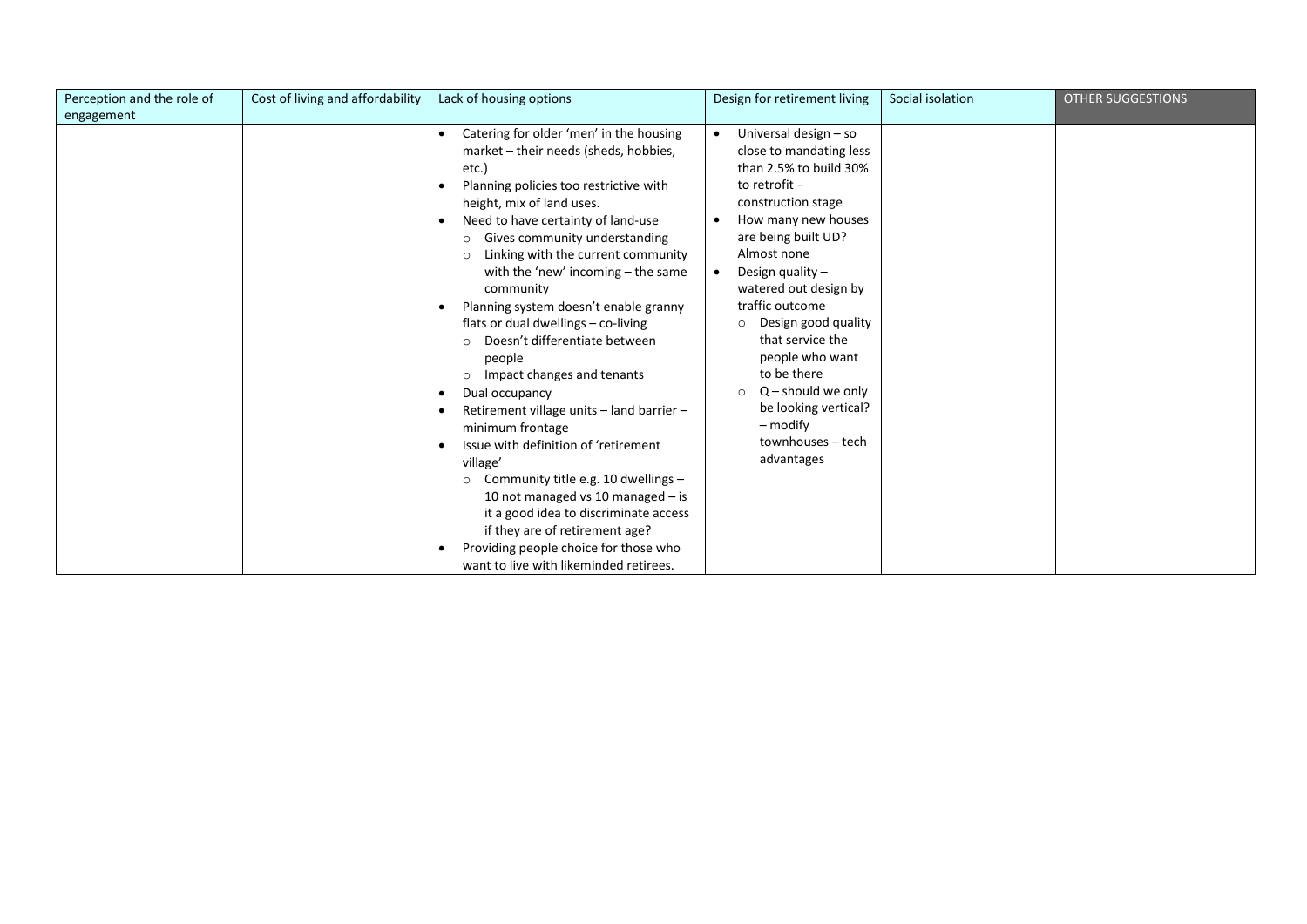| Perception and the role of engagement | Cost of living and affordability | Lack of housing options | Design for retirement living | Social isolation | OTHER SUGGESTIONS |
|---|---|---|---|---|---|
| | | • Catering for older 'men' in the housing market – their needs (sheds, hobbies, etc.)<br>• Planning policies too restrictive with height, mix of land uses.<br>• Need to have certainty of land-use<br>&nbsp;&nbsp;○ Gives community understanding<br>&nbsp;&nbsp;○ Linking with the current community with the 'new' incoming – the same community<br>• Planning system doesn't enable granny flats or dual dwellings – co-living<br>&nbsp;&nbsp;○ Doesn't differentiate between people<br>&nbsp;&nbsp;○ Impact changes and tenants<br>• Dual occupancy<br>• Retirement village units – land barrier – minimum frontage<br>• Issue with definition of 'retirement village'<br>&nbsp;&nbsp;○ Community title e.g. 10 dwellings – 10 not managed vs 10 managed – is it a good idea to discriminate access if they are of retirement age?<br>• Providing people choice for those who want to live with likeminded retirees. | • Universal design – so close to mandating less than 2.5% to build 30% to retrofit – construction stage<br>• How many new houses are being built UD? Almost none<br>• Design quality – watered out design by traffic outcome<br>&nbsp;&nbsp;○ Design good quality that service the people who want to be there<br>&nbsp;&nbsp;○ Q – should we only be looking vertical? – modify townhouses – tech advantages | | |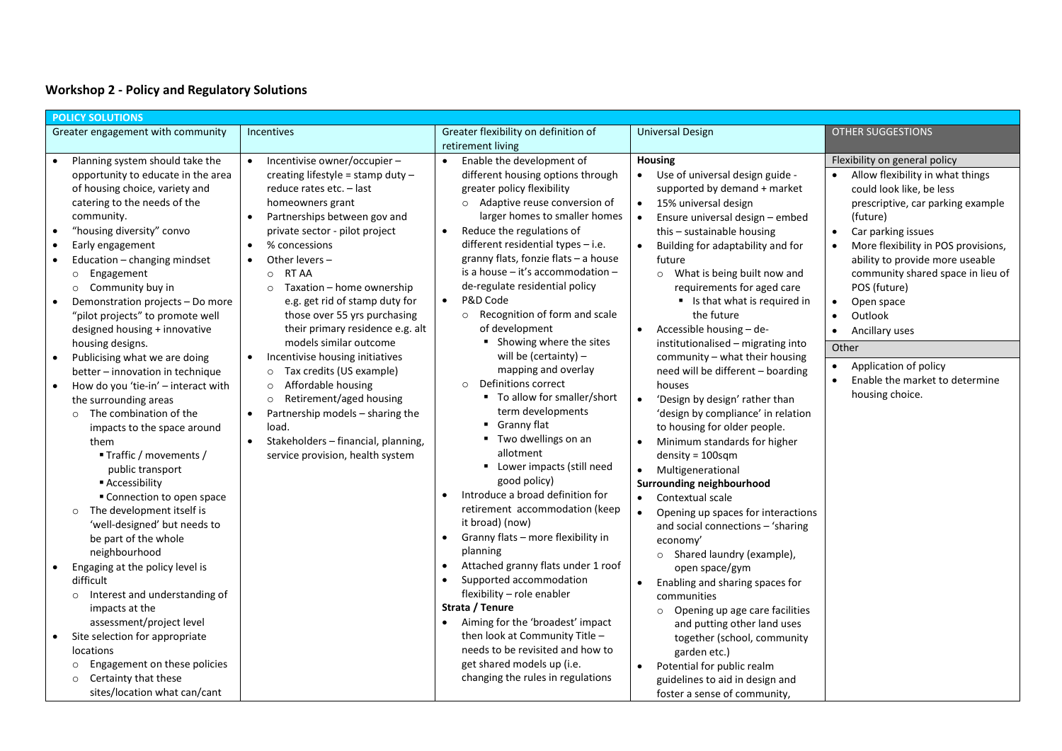## Workshop 2 - Policy and Regulatory Solutions

| POLICY SOLUTIONS | | | | |
|---|---|---|---|---|
| Greater engagement with community | Incentives | Greater flexibility on definition of retirement living | Universal Design | OTHER SUGGESTIONS |
| • Planning system should take the opportunity to educate in the area of housing choice, variety and catering to the needs of the community.<br>• "housing diversity" convo<br>• Early engagement<br>• Education – changing mindset<br>  ○ Engagement<br>  ○ Community buy in<br>• Demonstration projects – Do more "pilot projects" to promote well designed housing + innovative housing designs.<br>• Publicising what we are doing better – innovation in technique<br>• How do you 'tie-in' – interact with the surrounding areas<br>  ○ The combination of the impacts to the space around them<br>    ▪ Traffic / movements / public transport<br>    ▪ Accessibility<br>    ▪ Connection to open space<br>  ○ The development itself is 'well-designed' but needs to be part of the whole neighbourhood<br>• Engaging at the policy level is difficult<br>  ○ Interest and understanding of impacts at the assessment/project level<br>• Site selection for appropriate locations<br>  ○ Engagement on these policies<br>  ○ Certainty that these sites/location what can/cant | • Incentivise owner/occupier – creating lifestyle = stamp duty – reduce rates etc. – last homeowners grant<br>• Partnerships between gov and private sector - pilot project<br>• % concessions<br>• Other levers –<br>  ○ RT AA<br>  ○ Taxation – home ownership models similar outcome e.g. get rid of stamp duty for those over 55 yrs purchasing their primary residence e.g. alt models similar outcome<br>• Incentivise housing initiatives<br>  ○ Tax credits (US example)<br>  ○ Affordable housing<br>  ○ Retirement/aged housing<br>• Partnership models – sharing the load.<br>• Stakeholders – financial, planning, service provision, health system | • Enable the development of different housing options through greater policy flexibility<br>  ○ Adaptive reuse conversion of larger homes to smaller homes<br>• Reduce the regulations of different residential types – i.e. granny flats, fonzie flats – a house is a house – it's accommodation – de-regulate residential policy<br>• P&D Code<br>  ○ Recognition of form and scale of development<br>    ▪ Showing where the sites will be (certainty) – mapping and overlay<br>  ○ Definitions correct<br>    ▪ To allow for smaller/short term developments<br>    ▪ Granny flat<br>    ▪ Two dwellings on an allotment<br>    ▪ Lower impacts (still need good policy)<br>• Introduce a broad definition for retirement accommodation (keep it broad) (now)<br>• Granny flats – more flexibility in planning<br>• Attached granny flats under 1 roof<br>• Supported accommodation flexibility – role enabler<br>**Strata / Tenure**<br>• Aiming for the 'broadest' impact then look at Community Title – needs to be revisited and how to get shared models up (i.e. changing the rules in regulations | **Housing**<br>• Use of universal design guide - supported by demand + market<br>• 15% universal design<br>• Ensure universal design – embed this – sustainable housing<br>• Building for adaptability and for future<br>  ○ What is being built now and requirements for aged care<br>    ▪ Is that what is required in the future<br>• Accessible housing – de-institutionalised – migrating into community – what their housing need will be different – boarding houses<br>• 'Design by design' rather than 'design by compliance' in relation to housing for older people.<br>• Minimum standards for higher density = 100sqm<br>• Multigenerational<br>**Surrounding neighbourhood**<br>• Contextual scale<br>• Opening up spaces for interactions and social connections – 'sharing economy'<br>  ○ Shared laundry (example), open space/gym<br>• Enabling and sharing spaces for communities<br>  ○ Opening up age care facilities and putting other land uses together (school, community garden etc.)<br>• Potential for public realm guidelines to aid in design and foster a sense of community, | Flexibility on general policy<br>• Allow flexibility in what things could look like, be less prescriptive, car parking example (future)<br>• Car parking issues<br>• More flexibility in POS provisions, ability to provide more useable community shared space in lieu of POS (future)<br>• Open space<br>• Outlook<br>• Ancillary uses<br>Other<br>• Application of policy<br>• Enable the market to determine housing choice. |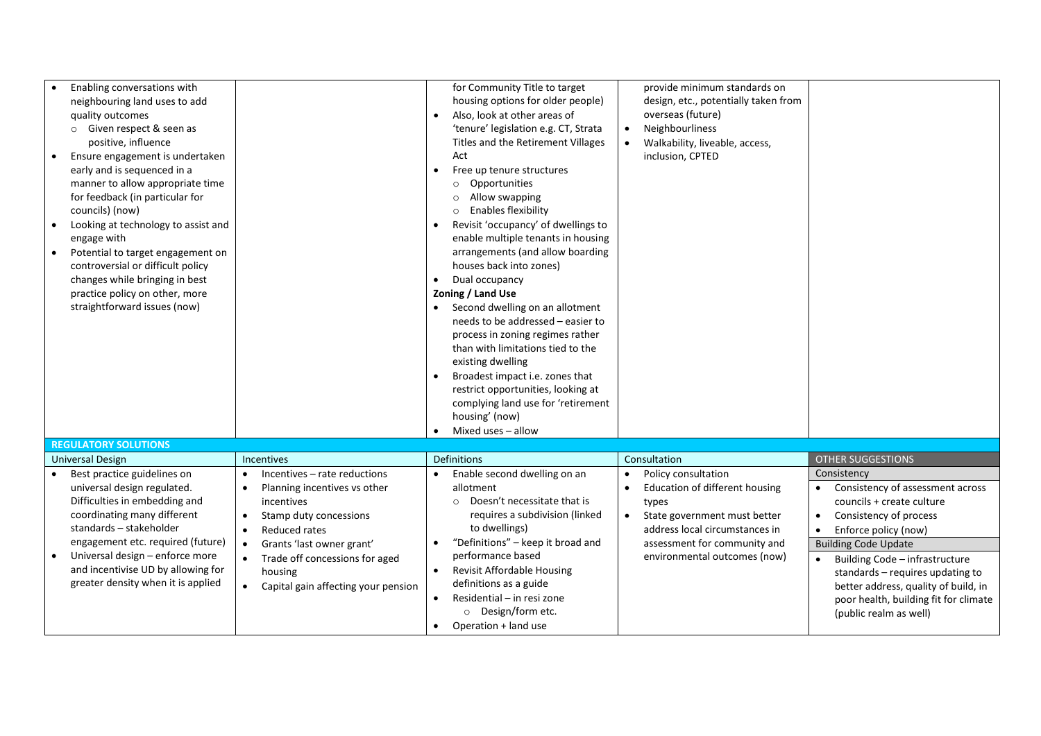| | | | | |
|---|---|---|---|---|
| • Enabling conversations with neighbouring land uses to add quality outcomes<br>  ○ Given respect & seen as positive, influence<br>• Ensure engagement is undertaken early and is sequenced in a manner to allow appropriate time for feedback (in particular for councils) (now)<br>• Looking at technology to assist and engage with<br>• Potential to target engagement on controversial or difficult policy changes while bringing in best practice policy on other, more straightforward issues (now) | | for Community Title to target housing options for older people)<br>• Also, look at other areas of 'tenure' legislation e.g. CT, Strata Titles and the Retirement Villages Act<br>• Free up tenure structures<br>  ○ Opportunities<br>  ○ Allow swapping<br>  ○ Enables flexibility<br>• Revisit 'occupancy' of dwellings to enable multiple tenants in housing arrangements (and allow boarding houses back into zones)<br>• Dual occupancy<br>**Zoning / Land Use**<br>• Second dwelling on an allotment needs to be addressed – easier to process in zoning regimes rather than with limitations tied to the existing dwelling<br>• Broadest impact i.e. zones that restrict opportunities, looking at complying land use for 'retirement housing' (now)<br>• Mixed uses – allow | provide minimum standards on design, etc., potentially taken from overseas (future)<br>• Neighbourliness<br>• Walkability, liveable, access, inclusion, CPTED | |
| **REGULATORY SOLUTIONS** | | | | |
| Universal Design | Incentives | Definitions | Consultation | OTHER SUGGESTIONS |
| • Best practice guidelines on universal design regulated. Difficulties in embedding and coordinating many different standards – stakeholder engagement etc. required (future)<br>• Universal design – enforce more and incentivise UD by allowing for greater density when it is applied | • Incentives – rate reductions<br>• Planning incentives vs other incentives<br>• Stamp duty concessions<br>• Reduced rates<br>• Grants 'last owner grant'<br>• Trade off concessions for aged housing<br>• Capital gain affecting your pension | • Enable second dwelling on an allotment<br>  ○ Doesn't necessitate that is requires a subdivision (linked to dwellings)<br>• "Definitions" – keep it broad and performance based<br>• Revisit Affordable Housing definitions as a guide<br>• Residential – in resi zone<br>  ○ Design/form etc.<br>• Operation + land use | • Policy consultation<br>• Education of different housing types<br>• State government must better address local circumstances in assessment for community and environmental outcomes (now) | Consistency<br>• Consistency of assessment across councils + create culture<br>• Consistency of process<br>• Enforce policy (now)<br>Building Code Update<br>• Building Code – infrastructure standards – requires updating to better address, quality of build, in poor health, building fit for climate (public realm as well) |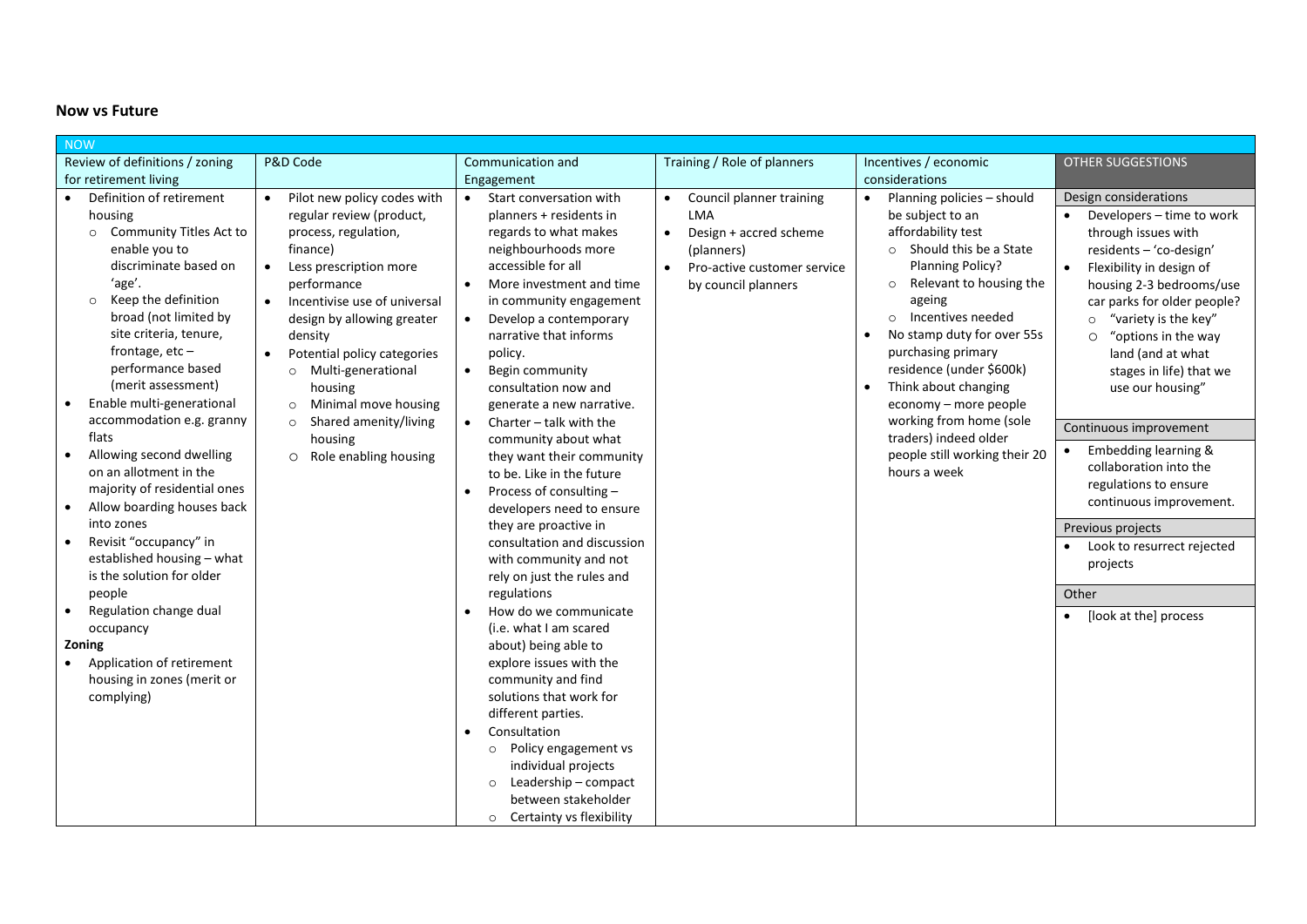**Now vs Future**

| NOW | | | | | |
|---|---|---|---|---|---|
| Review of definitions / zoning for retirement living | P&D Code | Communication and Engagement | Training / Role of planners | Incentives / economic considerations | OTHER SUGGESTIONS |
| • Definition of retirement housing<br>  ○ Community Titles Act to enable you to discriminate based on 'age'.<br>  ○ Keep the definition broad (not limited by site criteria, tenure, frontage, etc – performance based (merit assessment)<br>• Enable multi-generational accommodation e.g. granny flats<br>• Allowing second dwelling on an allotment in the majority of residential ones<br>• Allow boarding houses back into zones<br>• Revisit "occupancy" in established housing – what is the solution for older people<br>• Regulation change dual occupancy<br>**Zoning**<br>• Application of retirement housing in zones (merit or complying) | • Pilot new policy codes with regular review (product, process, regulation, finance)<br>• Less prescription more performance<br>• Incentivise use of universal design by allowing greater density<br>• Potential policy categories<br>  ○ Multi-generational housing<br>  ○ Minimal move housing<br>  ○ Shared amenity/living housing<br>  ○ Role enabling housing | • Start conversation with planners + residents in regards to what makes neighbourhoods more accessible for all<br>• More investment and time in community engagement<br>• Develop a contemporary narrative that informs policy.<br>• Begin community consultation now and generate a new narrative.<br>• Charter – talk with the community about what they want their community to be. Like in the future<br>• Process of consulting – developers need to ensure they are proactive in consultation and discussion with community and not rely on just the rules and regulations<br>• How do we communicate (i.e. what I am scared about) being able to explore issues with the community and find solutions that work for different parties.<br>• Consultation<br>  ○ Policy engagement vs individual projects<br>  ○ Leadership – compact between stakeholder<br>  ○ Certainty vs flexibility | • Council planner training LMA<br>• Design + accred scheme (planners)<br>• Pro-active customer service by council planners | • Planning policies – should be subject to an affordability test<br>  ○ Should this be a State Planning Policy?<br>  ○ Relevant to housing the ageing<br>  ○ Incentives needed<br>• No stamp duty for over 55s purchasing primary residence (under $600k)<br>• Think about changing economy – more people working from home (sole traders) indeed older people still working their 20 hours a week | Design considerations<br>• Developers – time to work through issues with residents – 'co-design'<br>• Flexibility in design of housing 2-3 bedrooms/use car parks for older people?<br>  ○ "variety is the key"<br>  ○ "options in the way land (and at what stages in life) that we use our housing"<br><br>Continuous improvement<br>• Embedding learning & collaboration into the regulations to ensure continuous improvement.<br><br>Previous projects<br>• Look to resurrect rejected projects<br><br>Other<br>• [look at the] process |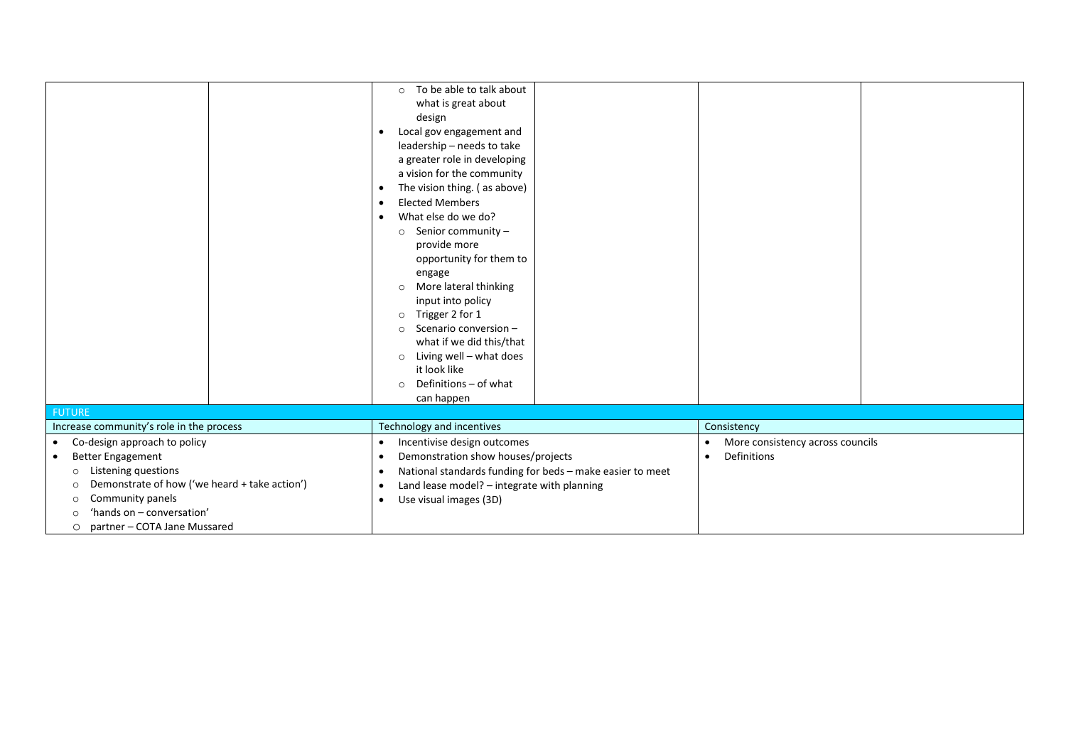| | | | | | |
|---|---|---|---|---|---|
| | | <ul><li>To be able to talk about what is great about design</li></ul><ul><li>Local gov engagement and leadership – needs to take a greater role in developing a vision for the community</li><li>The vision thing. ( as above)</li><li>Elected Members</li><li>What else do we do?<ul><li>Senior community – provide more opportunity for them to engage</li><li>More lateral thinking input into policy</li><li>Trigger 2 for 1</li><li>Scenario conversion – what if we did this/that</li><li>Living well – what does it look like</li><li>Definitions – of what can happen</li></ul></li></ul> | | | |

**FUTURE**

| Increase community's role in the process | Technology and incentives | Consistency |
|---|---|---|
| <ul><li>Co-design approach to policy</li><li>Better Engagement<ul><li>Listening questions</li><li>Demonstrate of how ('we heard + take action')</li><li>Community panels</li><li>'hands on – conversation'</li><li>partner – COTA Jane Mussared</li></ul></li></ul> | <ul><li>Incentivise design outcomes</li><li>Demonstration show houses/projects</li><li>National standards funding for beds – make easier to meet</li><li>Land lease model? – integrate with planning</li><li>Use visual images (3D)</li></ul> | <ul><li>More consistency across councils</li><li>Definitions</li></ul> |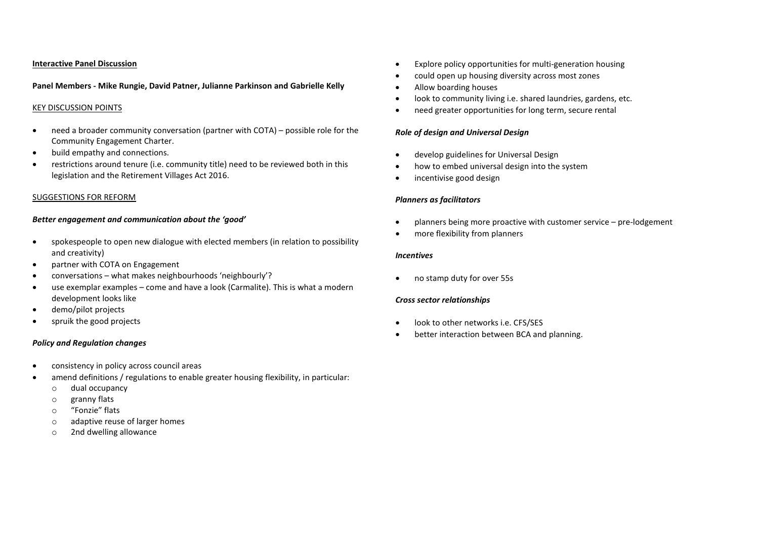**Interactive Panel Discussion**

**Panel Members - Mike Rungie, David Patner, Julianne Parkinson and Gabrielle Kelly**

KEY DISCUSSION POINTS

- need a broader community conversation (partner with COTA) – possible role for the Community Engagement Charter.
- build empathy and connections.
- restrictions around tenure (i.e. community title) need to be reviewed both in this legislation and the Retirement Villages Act 2016.

SUGGESTIONS FOR REFORM

***Better engagement and communication about the 'good'***

- spokespeople to open new dialogue with elected members (in relation to possibility and creativity)
- partner with COTA on Engagement
- conversations – what makes neighbourhoods 'neighbourly'?
- use exemplar examples – come and have a look (Carmalite). This is what a modern development looks like
- demo/pilot projects
- spruik the good projects

***Policy and Regulation changes***

- consistency in policy across council areas
- amend definitions / regulations to enable greater housing flexibility, in particular:
  - dual occupancy
  - granny flats
  - "Fonzie" flats
  - adaptive reuse of larger homes
  - 2nd dwelling allowance
- Explore policy opportunities for multi-generation housing
- could open up housing diversity across most zones
- Allow boarding houses
- look to community living i.e. shared laundries, gardens, etc.
- need greater opportunities for long term, secure rental

***Role of design and Universal Design***

- develop guidelines for Universal Design
- how to embed universal design into the system
- incentivise good design

***Planners as facilitators***

- planners being more proactive with customer service – pre-lodgement
- more flexibility from planners

***Incentives***

- no stamp duty for over 55s

***Cross sector relationships***

- look to other networks i.e. CFS/SES
- better interaction between BCA and planning.